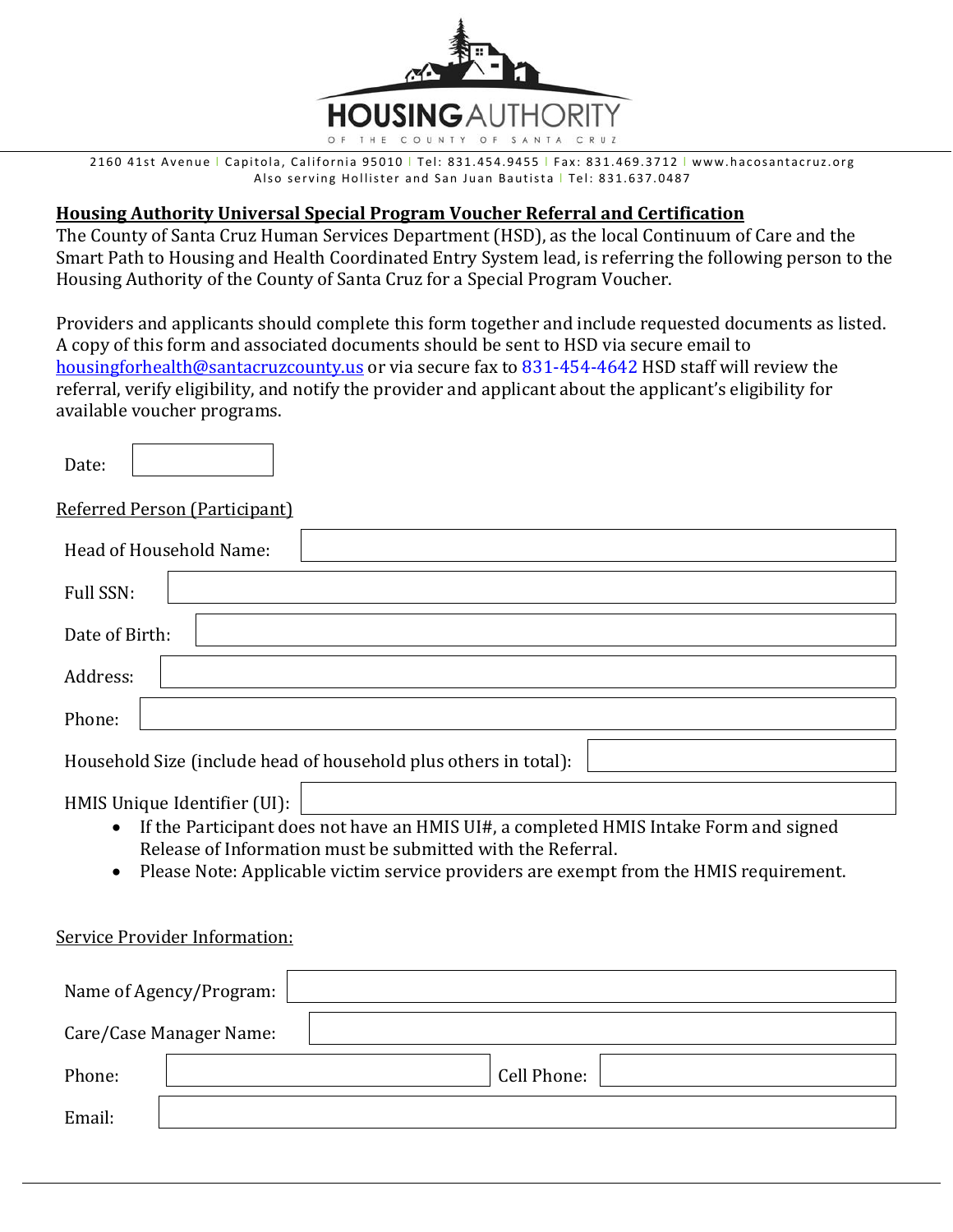# HOUSING AUTHORITY OF THE COUNTY OF SANTA CRUZ

2160 41st Avenue | Capitola, California 95010 | Tel: 831.454.9455 | Fax: 831.469.3712 | www.hacosantacruz.org
Also serving Hollister and San Juan Bautista | Tel: 831.637.0487

## Housing Authority Universal Special Program Voucher Referral and Certification

The County of Santa Cruz Human Services Department (HSD), as the local Continuum of Care and the Smart Path to Housing and Health Coordinated Entry System lead, is referring the following person to the Housing Authority of the County of Santa Cruz for a Special Program Voucher.

Providers and applicants should complete this form together and include requested documents as listed. A copy of this form and associated documents should be sent to HSD via secure email to housingforhealth@santacruzcounty.us or via secure fax to 831-454-4642 HSD staff will review the referral, verify eligibility, and notify the provider and applicant about the applicant's eligibility for available voucher programs.

Date: ______

Referred Person (Participant)

Head of Household Name: ______

Full SSN: ______

Date of Birth: ______

Address: ______

Phone: ______

Household Size (include head of household plus others in total): ______

HMIS Unique Identifier (UI): ______

- If the Participant does not have an HMIS UI#, a completed HMIS Intake Form and signed Release of Information must be submitted with the Referral.
- Please Note: Applicable victim service providers are exempt from the HMIS requirement.

Service Provider Information:

Name of Agency/Program: ______

Care/Case Manager Name: ______

Phone: ______ Cell Phone: ______

Email: ______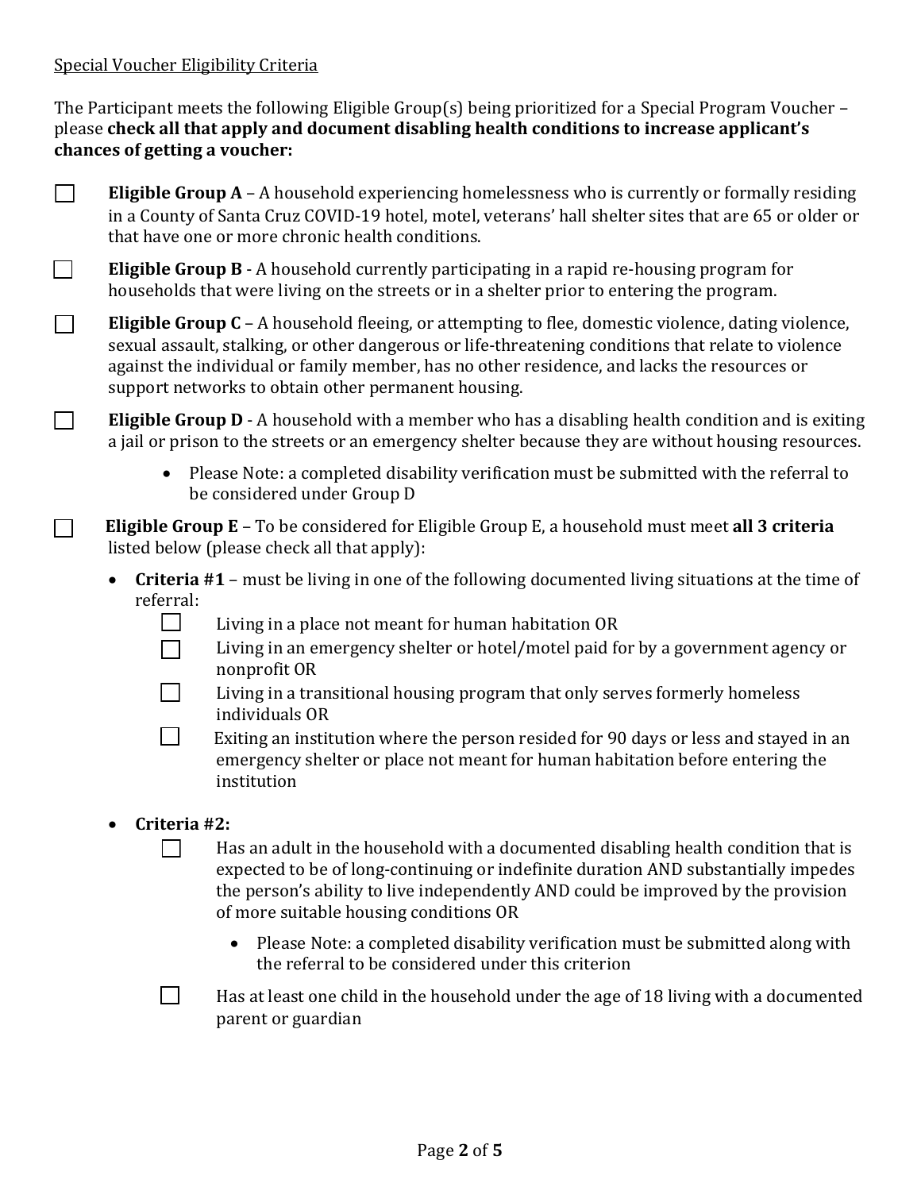Special Voucher Eligibility Criteria

The Participant meets the following Eligible Group(s) being prioritized for a Special Program Voucher – please **check all that apply and document disabling health conditions to increase applicant's chances of getting a voucher:**

- ☐ **Eligible Group A** – A household experiencing homelessness who is currently or formally residing in a County of Santa Cruz COVID-19 hotel, motel, veterans' hall shelter sites that are 65 or older or that have one or more chronic health conditions.
- ☐ **Eligible Group B** - A household currently participating in a rapid re-housing program for households that were living on the streets or in a shelter prior to entering the program.
- ☐ **Eligible Group C** – A household fleeing, or attempting to flee, domestic violence, dating violence, sexual assault, stalking, or other dangerous or life-threatening conditions that relate to violence against the individual or family member, has no other residence, and lacks the resources or support networks to obtain other permanent housing.
- ☐ **Eligible Group D** - A household with a member who has a disabling health condition and is exiting a jail or prison to the streets or an emergency shelter because they are without housing resources.
  - Please Note: a completed disability verification must be submitted with the referral to be considered under Group D
- ☐ **Eligible Group E** – To be considered for Eligible Group E, a household must meet **all 3 criteria** listed below (please check all that apply):
  - **Criteria #1** – must be living in one of the following documented living situations at the time of referral:
    - ☐ Living in a place not meant for human habitation OR
    - ☐ Living in an emergency shelter or hotel/motel paid for by a government agency or nonprofit OR
    - ☐ Living in a transitional housing program that only serves formerly homeless individuals OR
    - ☐ Exiting an institution where the person resided for 90 days or less and stayed in an emergency shelter or place not meant for human habitation before entering the institution
  - **Criteria #2:**
    - ☐ Has an adult in the household with a documented disabling health condition that is expected to be of long-continuing or indefinite duration AND substantially impedes the person's ability to live independently AND could be improved by the provision of more suitable housing conditions OR
      - Please Note: a completed disability verification must be submitted along with the referral to be considered under this criterion
    - ☐ Has at least one child in the household under the age of 18 living with a documented parent or guardian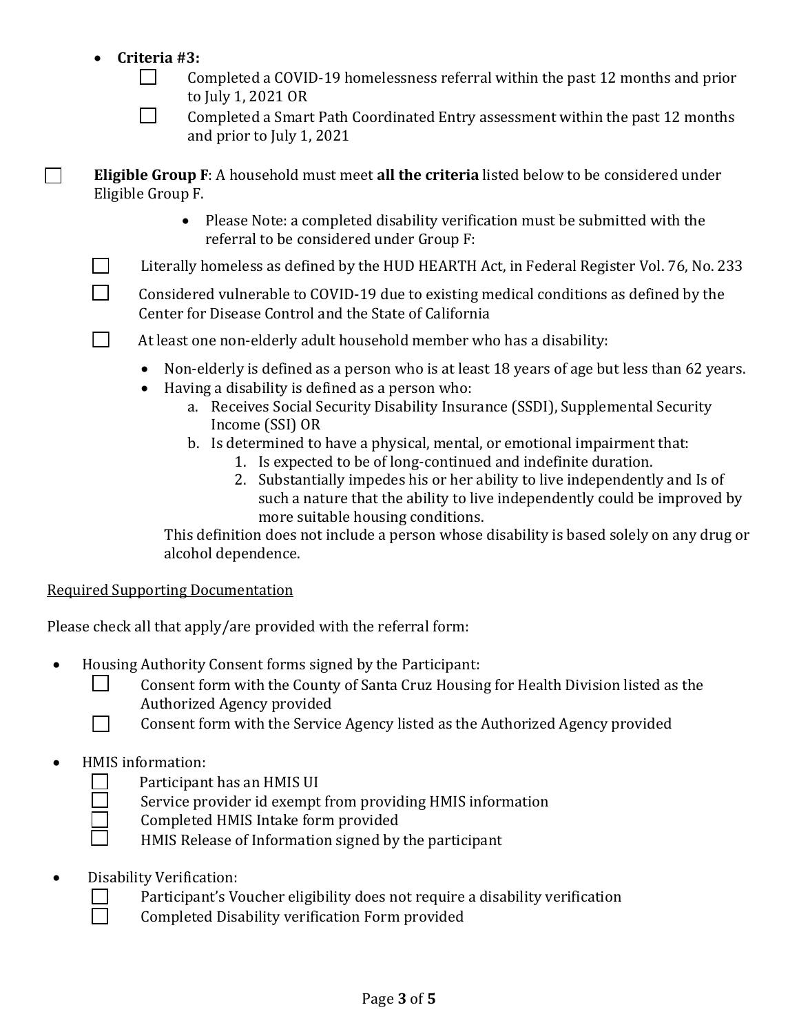- **Criteria #3:**
  - ☐ Completed a COVID-19 homelessness referral within the past 12 months and prior to July 1, 2021 OR
  - ☐ Completed a Smart Path Coordinated Entry assessment within the past 12 months and prior to July 1, 2021

☐ **Eligible Group F**: A household must meet **all the criteria** listed below to be considered under Eligible Group F.

- Please Note: a completed disability verification must be submitted with the referral to be considered under Group F:

☐ Literally homeless as defined by the HUD HEARTH Act, in Federal Register Vol. 76, No. 233

☐ Considered vulnerable to COVID-19 due to existing medical conditions as defined by the Center for Disease Control and the State of California

☐ At least one non-elderly adult household member who has a disability:

- Non-elderly is defined as a person who is at least 18 years of age but less than 62 years.
- Having a disability is defined as a person who:
  a. Receives Social Security Disability Insurance (SSDI), Supplemental Security Income (SSI) OR
  b. Is determined to have a physical, mental, or emotional impairment that:
     1. Is expected to be of long-continued and indefinite duration.
     2. Substantially impedes his or her ability to live independently and Is of such a nature that the ability to live independently could be improved by more suitable housing conditions.

This definition does not include a person whose disability is based solely on any drug or alcohol dependence.

<u>Required Supporting Documentation</u>

Please check all that apply/are provided with the referral form:

- Housing Authority Consent forms signed by the Participant:
  - ☐ Consent form with the County of Santa Cruz Housing for Health Division listed as the Authorized Agency provided
  - ☐ Consent form with the Service Agency listed as the Authorized Agency provided

- HMIS information:
  - ☐ Participant has an HMIS UI
  - ☐ Service provider id exempt from providing HMIS information
  - ☐ Completed HMIS Intake form provided
  - ☐ HMIS Release of Information signed by the participant

- Disability Verification:
  - ☐ Participant's Voucher eligibility does not require a disability verification
  - ☐ Completed Disability verification Form provided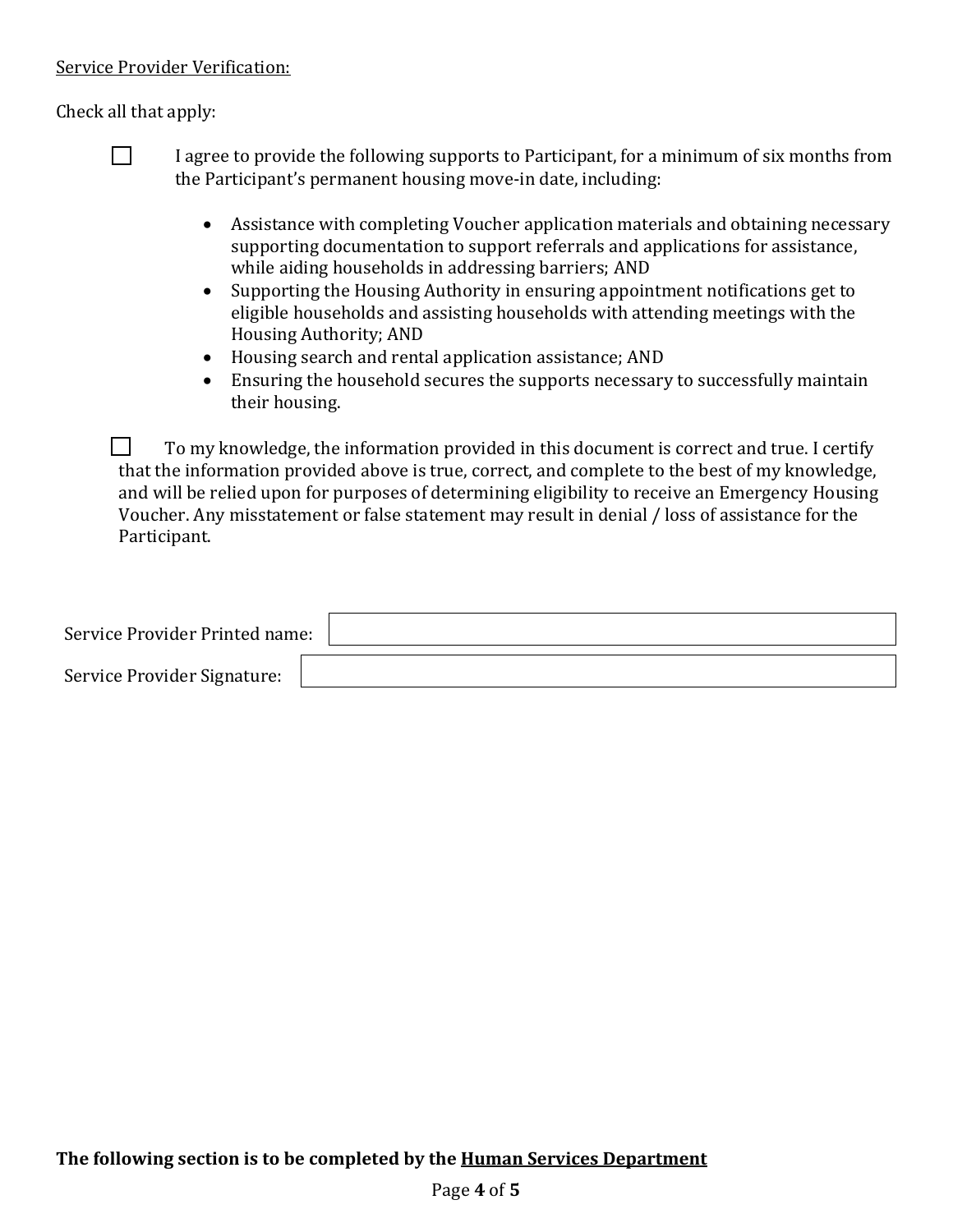Service Provider Verification:

Check all that apply:

☐ I agree to provide the following supports to Participant, for a minimum of six months from the Participant's permanent housing move-in date, including:

- Assistance with completing Voucher application materials and obtaining necessary supporting documentation to support referrals and applications for assistance, while aiding households in addressing barriers; AND
- Supporting the Housing Authority in ensuring appointment notifications get to eligible households and assisting households with attending meetings with the Housing Authority; AND
- Housing search and rental application assistance; AND
- Ensuring the household secures the supports necessary to successfully maintain their housing.

☐ To my knowledge, the information provided in this document is correct and true. I certify that the information provided above is true, correct, and complete to the best of my knowledge, and will be relied upon for purposes of determining eligibility to receive an Emergency Housing Voucher. Any misstatement or false statement may result in denial / loss of assistance for the Participant.

Service Provider Printed name: ______________________________

Service Provider Signature: ______________________________

**The following section is to be completed by the Human Services Department**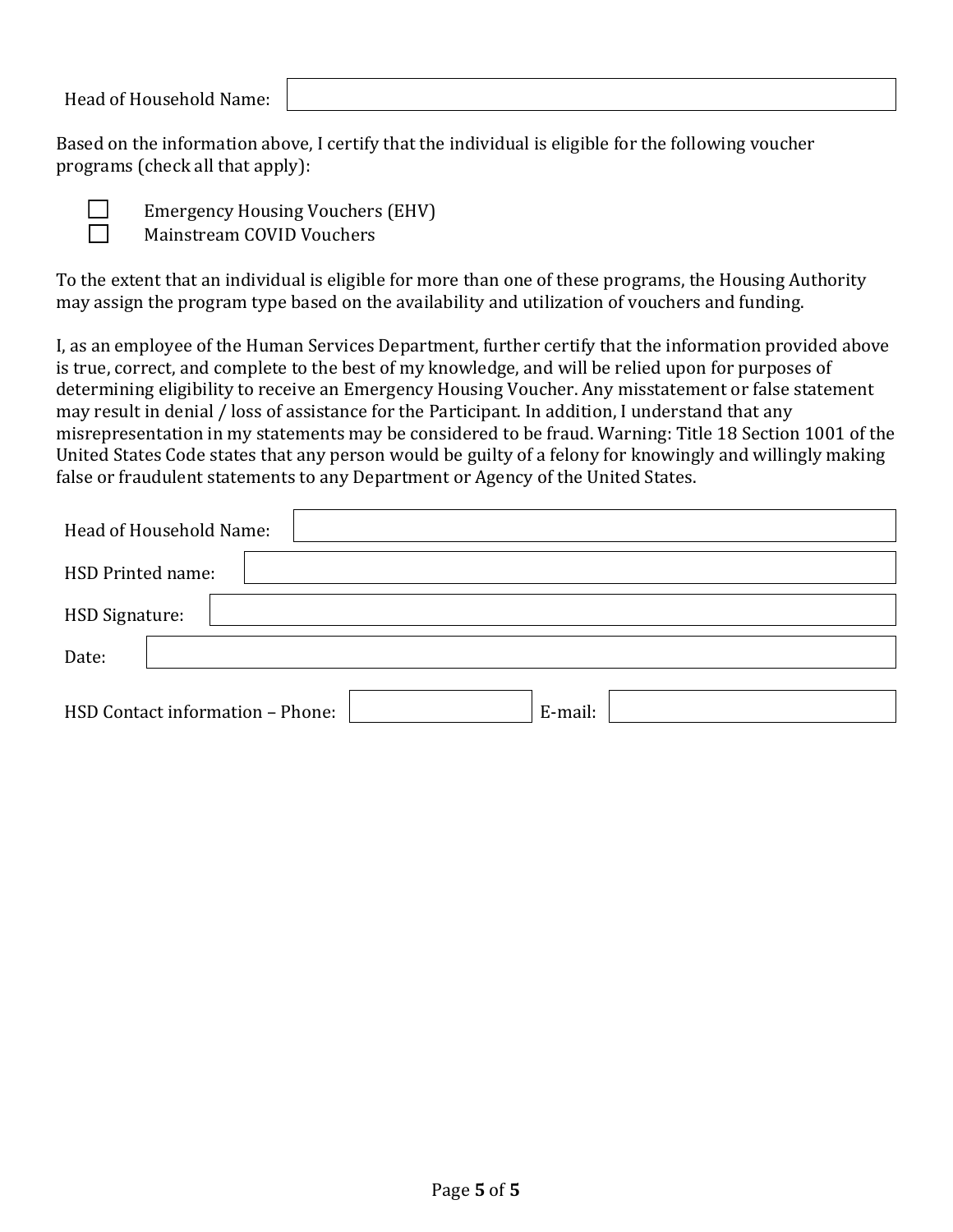Head of Household Name: \_\_\_\_\_\_\_\_\_\_\_\_\_\_\_\_\_\_\_\_\_\_\_\_\_\_\_\_

Based on the information above, I certify that the individual is eligible for the following voucher programs (check all that apply):

- ☐ Emergency Housing Vouchers (EHV)
- ☐ Mainstream COVID Vouchers

To the extent that an individual is eligible for more than one of these programs, the Housing Authority may assign the program type based on the availability and utilization of vouchers and funding.

I, as an employee of the Human Services Department, further certify that the information provided above is true, correct, and complete to the best of my knowledge, and will be relied upon for purposes of determining eligibility to receive an Emergency Housing Voucher. Any misstatement or false statement may result in denial / loss of assistance for the Participant. In addition, I understand that any misrepresentation in my statements may be considered to be fraud. Warning: Title 18 Section 1001 of the United States Code states that any person would be guilty of a felony for knowingly and willingly making false or fraudulent statements to any Department or Agency of the United States.

Head of Household Name: \_\_\_\_\_\_\_\_\_\_\_\_\_\_\_\_\_\_\_\_\_\_\_\_\_\_\_\_

HSD Printed name: \_\_\_\_\_\_\_\_\_\_\_\_\_\_\_\_\_\_\_\_\_\_\_\_\_\_\_\_

HSD Signature: \_\_\_\_\_\_\_\_\_\_\_\_\_\_\_\_\_\_\_\_\_\_\_\_\_\_\_\_

Date: \_\_\_\_\_\_\_\_\_\_\_\_\_\_\_\_\_\_\_\_\_\_\_\_\_\_\_\_

HSD Contact information – Phone: \_\_\_\_\_\_\_\_\_\_\_\_\_\_ E-mail: \_\_\_\_\_\_\_\_\_\_\_\_\_\_